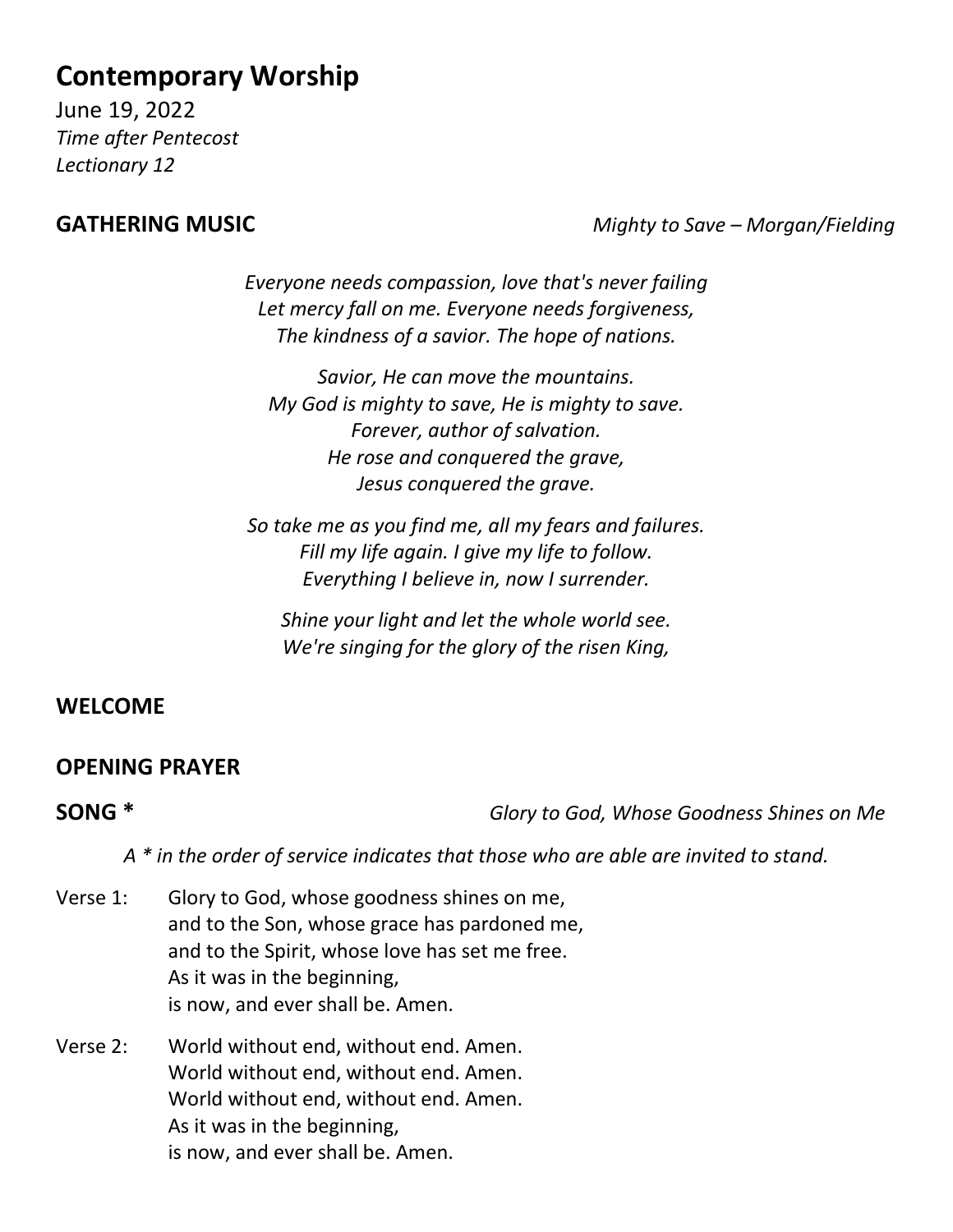# Contemporary Worship

June 19, 2022
*Time after Pentecost*
*Lectionary 12*

**GATHERING MUSIC** *Mighty to Save – Morgan/Fielding*

*Everyone needs compassion, love that's never failing*
*Let mercy fall on me. Everyone needs forgiveness,*
*The kindness of a savior. The hope of nations.*

*Savior, He can move the mountains.*
*My God is mighty to save, He is mighty to save.*
*Forever, author of salvation.*
*He rose and conquered the grave,*
*Jesus conquered the grave.*

*So take me as you find me, all my fears and failures.*
*Fill my life again. I give my life to follow.*
*Everything I believe in, now I surrender.*

*Shine your light and let the whole world see.*
*We're singing for the glory of the risen King,*

**WELCOME**

**OPENING PRAYER**

**SONG *** *Glory to God, Whose Goodness Shines on Me*

*A * in the order of service indicates that those who are able are invited to stand.*

Verse 1: Glory to God, whose goodness shines on me,
and to the Son, whose grace has pardoned me,
and to the Spirit, whose love has set me free.
As it was in the beginning,
is now, and ever shall be. Amen.

Verse 2: World without end, without end. Amen.
World without end, without end. Amen.
World without end, without end. Amen.
As it was in the beginning,
is now, and ever shall be. Amen.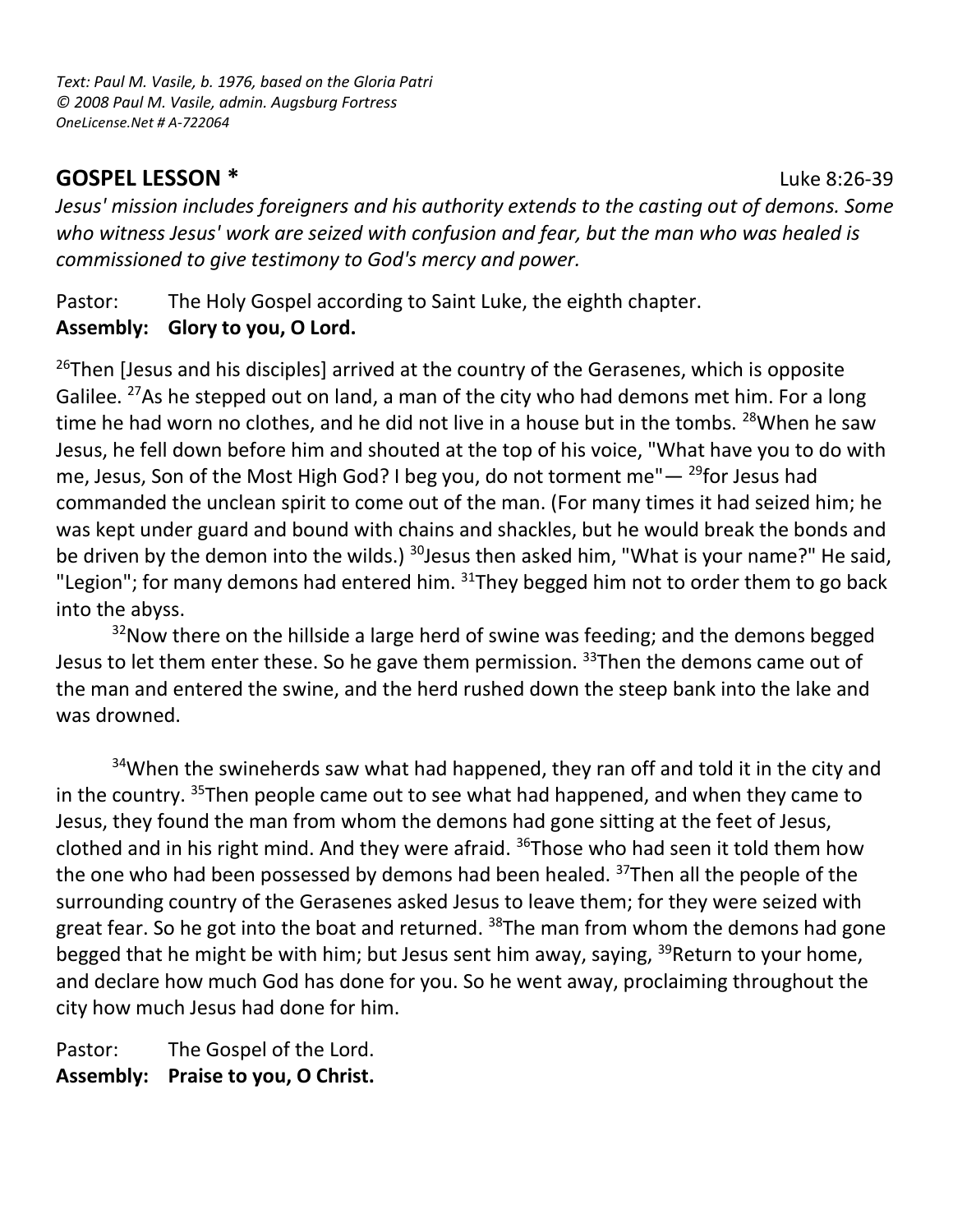*Text: Paul M. Vasile, b. 1976, based on the Gloria Patri*
*© 2008 Paul M. Vasile, admin. Augsburg Fortress*
*OneLicense.Net # A-722064*

## GOSPEL LESSON * Luke 8:26-39

*Jesus' mission includes foreigners and his authority extends to the casting out of demons. Some who witness Jesus' work are seized with confusion and fear, but the man who was healed is commissioned to give testimony to God's mercy and power.*

Pastor: The Holy Gospel according to Saint Luke, the eighth chapter.
**Assembly: Glory to you, O Lord.**

[26]Then [Jesus and his disciples] arrived at the country of the Gerasenes, which is opposite Galilee. [27]As he stepped out on land, a man of the city who had demons met him. For a long time he had worn no clothes, and he did not live in a house but in the tombs. [28]When he saw Jesus, he fell down before him and shouted at the top of his voice, "What have you to do with me, Jesus, Son of the Most High God? I beg you, do not torment me"— [29]for Jesus had commanded the unclean spirit to come out of the man. (For many times it had seized him; he was kept under guard and bound with chains and shackles, but he would break the bonds and be driven by the demon into the wilds.) [30]Jesus then asked him, "What is your name?" He said, "Legion"; for many demons had entered him. [31]They begged him not to order them to go back into the abyss.

[32]Now there on the hillside a large herd of swine was feeding; and the demons begged Jesus to let them enter these. So he gave them permission. [33]Then the demons came out of the man and entered the swine, and the herd rushed down the steep bank into the lake and was drowned.

[34]When the swineherds saw what had happened, they ran off and told it in the city and in the country. [35]Then people came out to see what had happened, and when they came to Jesus, they found the man from whom the demons had gone sitting at the feet of Jesus, clothed and in his right mind. And they were afraid. [36]Those who had seen it told them how the one who had been possessed by demons had been healed. [37]Then all the people of the surrounding country of the Gerasenes asked Jesus to leave them; for they were seized with great fear. So he got into the boat and returned. [38]The man from whom the demons had gone begged that he might be with him; but Jesus sent him away, saying, [39]Return to your home, and declare how much God has done for you. So he went away, proclaiming throughout the city how much Jesus had done for him.

Pastor: The Gospel of the Lord.
**Assembly: Praise to you, O Christ.**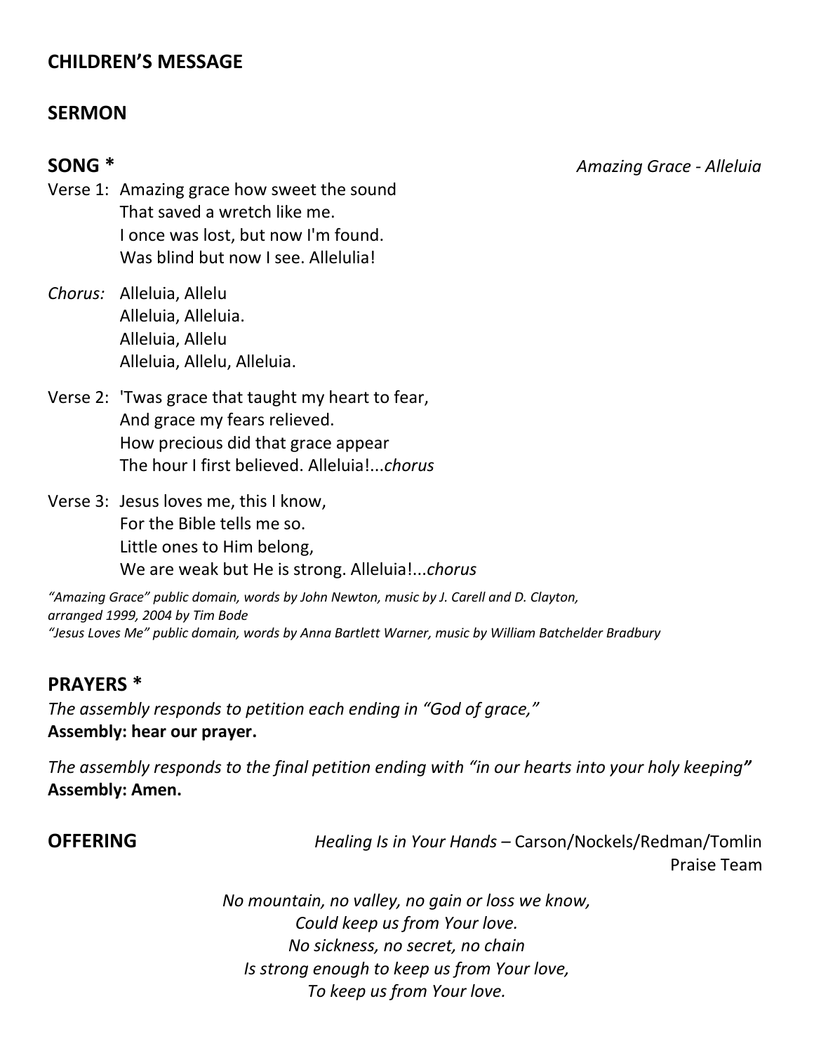**CHILDREN'S MESSAGE**

**SERMON**

**SONG *** *Amazing Grace - Alleluia*

Verse 1: Amazing grace how sweet the sound
That saved a wretch like me.
I once was lost, but now I'm found.
Was blind but now I see. Alleluia!

*Chorus:* Alleluia, Allelu
Alleluia, Alleluia.
Alleluia, Allelu
Alleluia, Allelu, Alleluia.

Verse 2: 'Twas grace that taught my heart to fear,
And grace my fears relieved.
How precious did that grace appear
The hour I first believed. Alleluia!...*chorus*

Verse 3: Jesus loves me, this I know,
For the Bible tells me so.
Little ones to Him belong,
We are weak but He is strong. Alleluia!...*chorus*

*"Amazing Grace" public domain, words by John Newton, music by J. Carell and D. Clayton, arranged 1999, 2004 by Tim Bode*
*"Jesus Loves Me" public domain, words by Anna Bartlett Warner, music by William Batchelder Bradbury*

**PRAYERS ***

*The assembly responds to petition each ending in "God of grace,"*
**Assembly: hear our prayer.**

*The assembly responds to the final petition ending with "in our hearts into your holy keeping"*
**Assembly: Amen.**

**OFFERING** *Healing Is in Your Hands* – Carson/Nockels/Redman/Tomlin
Praise Team

*No mountain, no valley, no gain or loss we know,*
*Could keep us from Your love.*
*No sickness, no secret, no chain*
*Is strong enough to keep us from Your love,*
*To keep us from Your love.*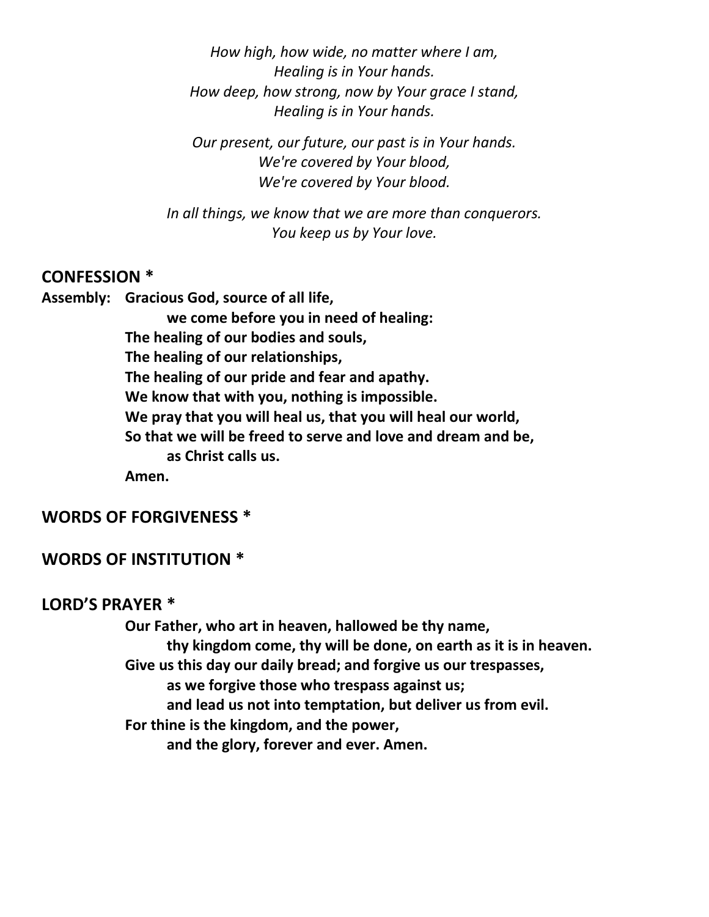*How high, how wide, no matter where I am,*
*Healing is in Your hands.*
*How deep, how strong, now by Your grace I stand,*
*Healing is in Your hands.*

*Our present, our future, our past is in Your hands.*
*We're covered by Your blood,*
*We're covered by Your blood.*

*In all things, we know that we are more than conquerors.*
*You keep us by Your love.*

## CONFESSION *

**Assembly: Gracious God, source of all life,**
**we come before you in need of healing:**
**The healing of our bodies and souls,**
**The healing of our relationships,**
**The healing of our pride and fear and apathy.**
**We know that with you, nothing is impossible.**
**We pray that you will heal us, that you will heal our world,**
**So that we will be freed to serve and love and dream and be,**
**as Christ calls us.**
**Amen.**

## WORDS OF FORGIVENESS *

## WORDS OF INSTITUTION *

## LORD'S PRAYER *

**Our Father, who art in heaven, hallowed be thy name,**
**thy kingdom come, thy will be done, on earth as it is in heaven.**
**Give us this day our daily bread; and forgive us our trespasses,**
**as we forgive those who trespass against us;**
**and lead us not into temptation, but deliver us from evil.**
**For thine is the kingdom, and the power,**
**and the glory, forever and ever. Amen.**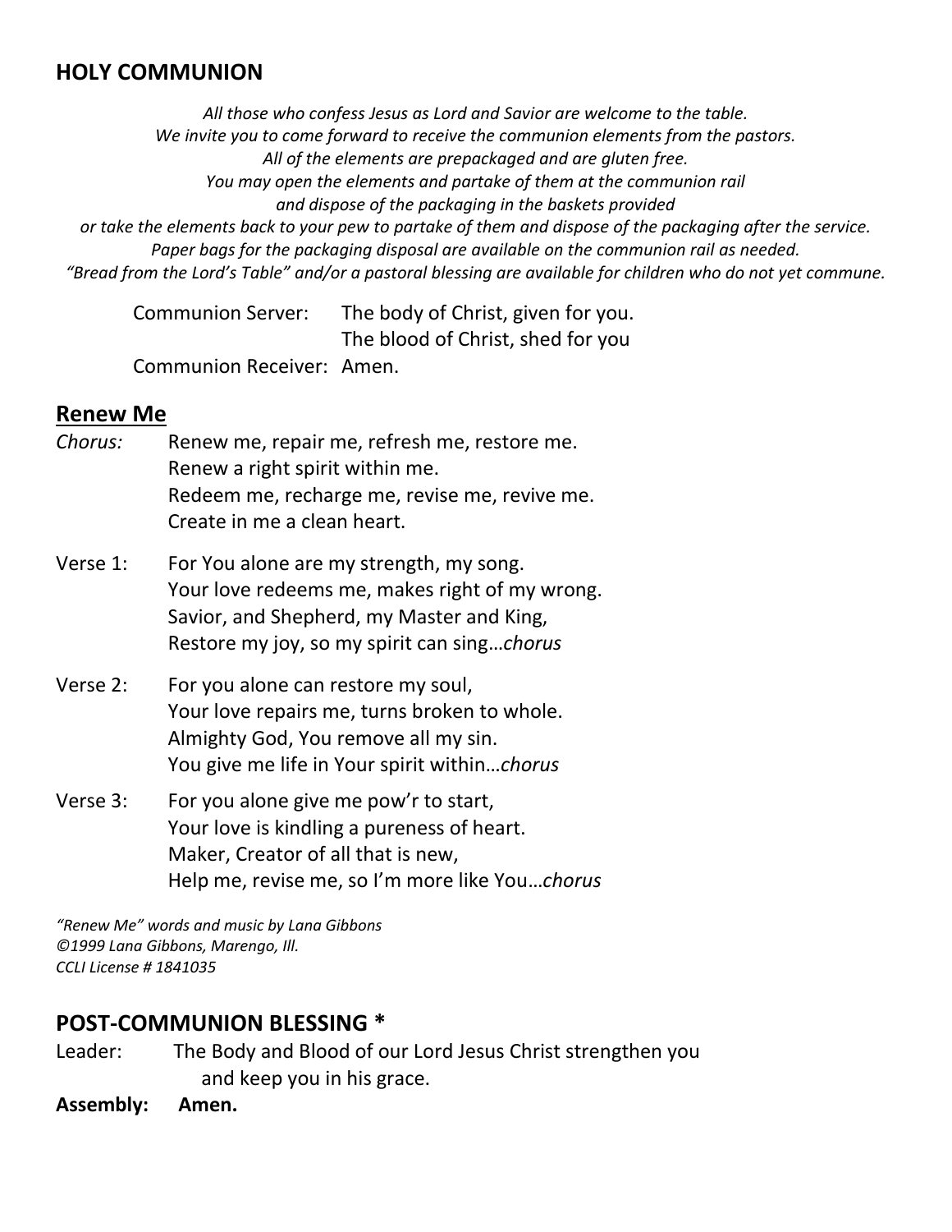## HOLY COMMUNION

*All those who confess Jesus as Lord and Savior are welcome to the table.*
*We invite you to come forward to receive the communion elements from the pastors.*
*All of the elements are prepackaged and are gluten free.*
*You may open the elements and partake of them at the communion rail*
*and dispose of the packaging in the baskets provided*
*or take the elements back to your pew to partake of them and dispose of the packaging after the service.*
*Paper bags for the packaging disposal are available on the communion rail as needed.*
*"Bread from the Lord's Table" and/or a pastoral blessing are available for children who do not yet commune.*

Communion Server: The body of Christ, given for you.
The blood of Christ, shed for you
Communion Receiver: Amen.

## Renew Me

*Chorus:* Renew me, repair me, refresh me, restore me.
Renew a right spirit within me.
Redeem me, recharge me, revise me, revive me.
Create in me a clean heart.

Verse 1: For You alone are my strength, my song.
Your love redeems me, makes right of my wrong.
Savior, and Shepherd, my Master and King,
Restore my joy, so my spirit can sing…*chorus*

Verse 2: For you alone can restore my soul,
Your love repairs me, turns broken to whole.
Almighty God, You remove all my sin.
You give me life in Your spirit within…*chorus*

Verse 3: For you alone give me pow'r to start,
Your love is kindling a pureness of heart.
Maker, Creator of all that is new,
Help me, revise me, so I'm more like You…*chorus*

*"Renew Me" words and music by Lana Gibbons*
*©1999 Lana Gibbons, Marengo, Ill.*
*CCLI License # 1841035*

## POST-COMMUNION BLESSING *

Leader: The Body and Blood of our Lord Jesus Christ strengthen you and keep you in his grace.

**Assembly: Amen.**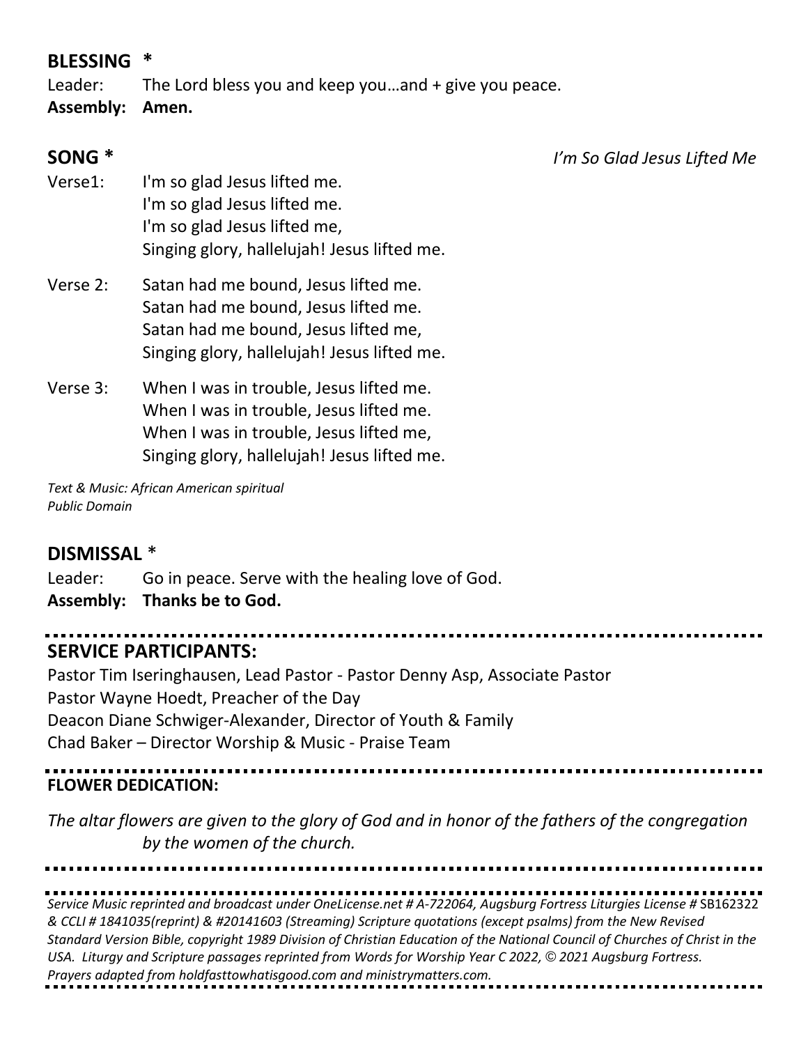## BLESSING *

Leader: The Lord bless you and keep you…and + give you peace.
**Assembly: Amen.**

## SONG * *I'm So Glad Jesus Lifted Me*

Verse1: I'm so glad Jesus lifted me.
I'm so glad Jesus lifted me.
I'm so glad Jesus lifted me,
Singing glory, hallelujah! Jesus lifted me.

Verse 2: Satan had me bound, Jesus lifted me.
Satan had me bound, Jesus lifted me.
Satan had me bound, Jesus lifted me,
Singing glory, hallelujah! Jesus lifted me.

Verse 3: When I was in trouble, Jesus lifted me.
When I was in trouble, Jesus lifted me.
When I was in trouble, Jesus lifted me,
Singing glory, hallelujah! Jesus lifted me.

*Text & Music: African American spiritual*
*Public Domain*

## DISMISSAL *

Leader: Go in peace. Serve with the healing love of God.
**Assembly: Thanks be to God.**

---

## SERVICE PARTICIPANTS:

Pastor Tim Iseringhausen, Lead Pastor - Pastor Denny Asp, Associate Pastor
Pastor Wayne Hoedt, Preacher of the Day
Deacon Diane Schwiger-Alexander, Director of Youth & Family
Chad Baker – Director Worship & Music - Praise Team

---

**FLOWER DEDICATION:**

*The altar flowers are given to the glory of God and in honor of the fathers of the congregation by the women of the church.*

---

*Service Music reprinted and broadcast under OneLicense.net # A-722064, Augsburg Fortress Liturgies License #* SB162322 *& CCLI # 1841035(reprint) & #20141603 (Streaming) Scripture quotations (except psalms) from the New Revised Standard Version Bible, copyright 1989 Division of Christian Education of the National Council of Churches of Christ in the USA. Liturgy and Scripture passages reprinted from Words for Worship Year C 2022, © 2021 Augsburg Fortress. Prayers adapted from holdfasttowhatisgood.com and ministrymatters.com.*